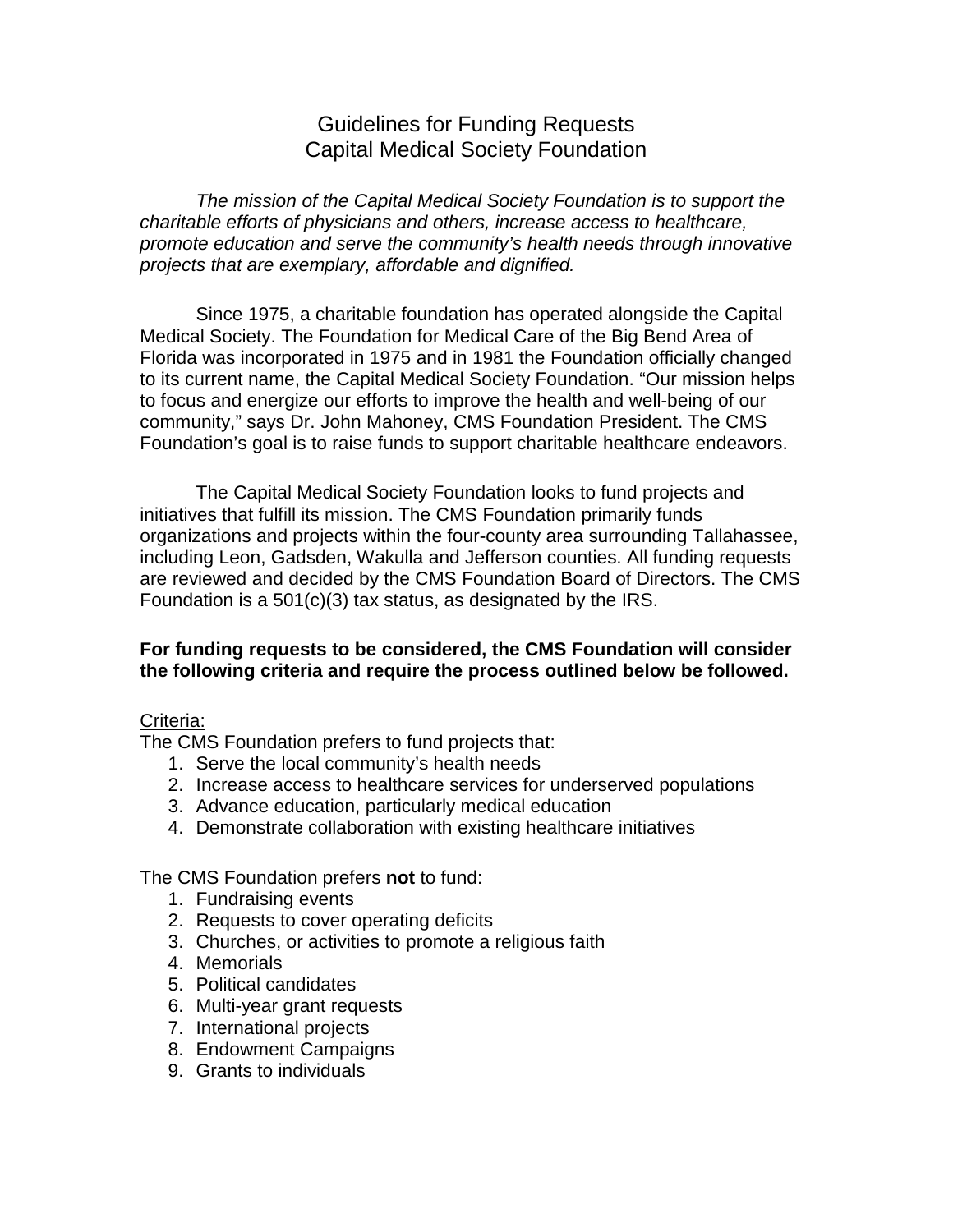# Guidelines for Funding Requests
# Capital Medical Society Foundation

*The mission of the Capital Medical Society Foundation is to support the charitable efforts of physicians and others, increase access to healthcare, promote education and serve the community's health needs through innovative projects that are exemplary, affordable and dignified.*

Since 1975, a charitable foundation has operated alongside the Capital Medical Society. The Foundation for Medical Care of the Big Bend Area of Florida was incorporated in 1975 and in 1981 the Foundation officially changed to its current name, the Capital Medical Society Foundation. "Our mission helps to focus and energize our efforts to improve the health and well-being of our community," says Dr. John Mahoney, CMS Foundation President. The CMS Foundation's goal is to raise funds to support charitable healthcare endeavors.

The Capital Medical Society Foundation looks to fund projects and initiatives that fulfill its mission. The CMS Foundation primarily funds organizations and projects within the four-county area surrounding Tallahassee, including Leon, Gadsden, Wakulla and Jefferson counties. All funding requests are reviewed and decided by the CMS Foundation Board of Directors. The CMS Foundation is a 501(c)(3) tax status, as designated by the IRS.

**For funding requests to be considered, the CMS Foundation will consider the following criteria and require the process outlined below be followed.**

Criteria:

The CMS Foundation prefers to fund projects that:

1. Serve the local community's health needs
2. Increase access to healthcare services for underserved populations
3. Advance education, particularly medical education
4. Demonstrate collaboration with existing healthcare initiatives

The CMS Foundation prefers **not** to fund:

1. Fundraising events
2. Requests to cover operating deficits
3. Churches, or activities to promote a religious faith
4. Memorials
5. Political candidates
6. Multi-year grant requests
7. International projects
8. Endowment Campaigns
9. Grants to individuals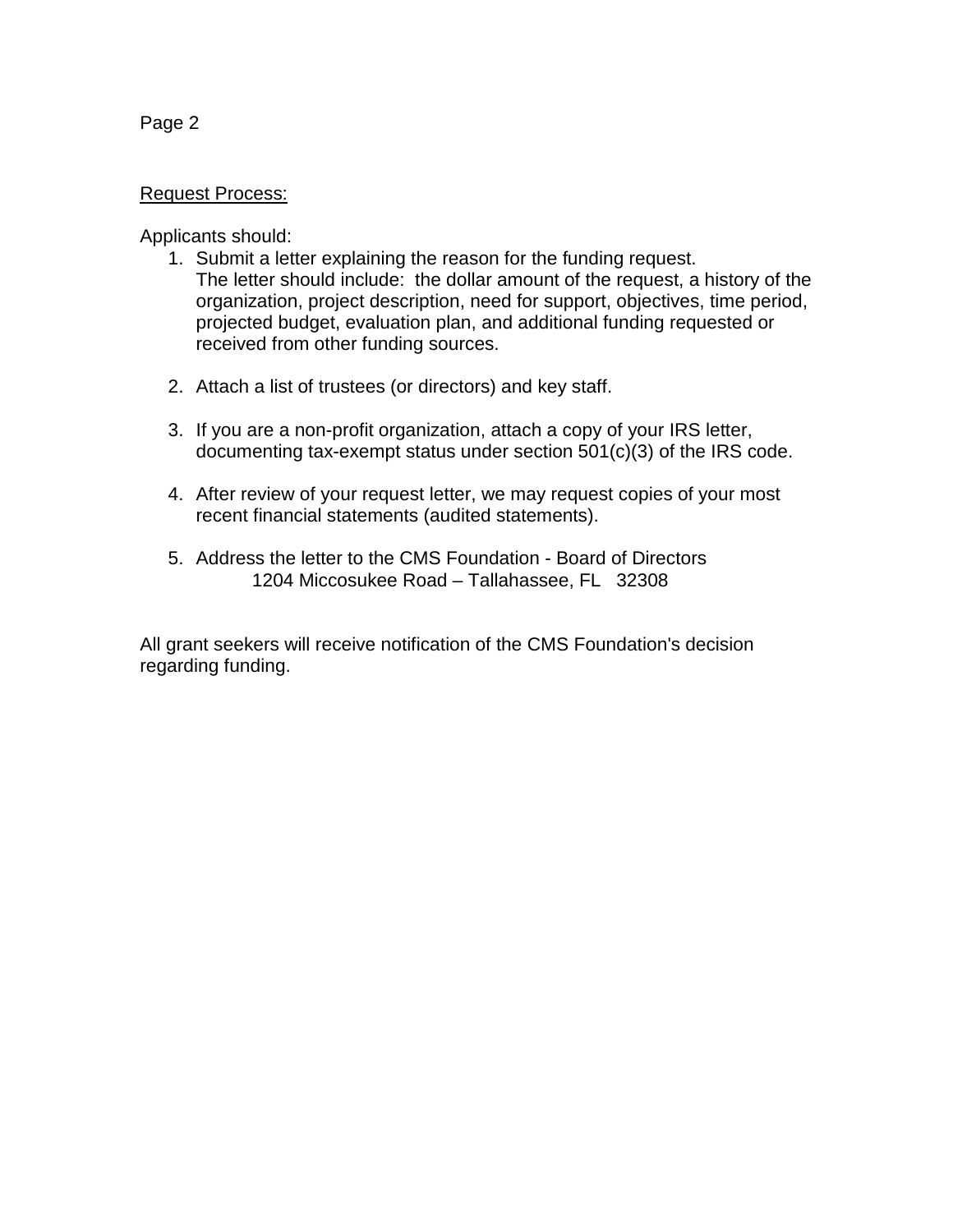Request Process:

Applicants should:

1. Submit a letter explaining the reason for the funding request.
   The letter should include: the dollar amount of the request, a history of the organization, project description, need for support, objectives, time period, projected budget, evaluation plan, and additional funding requested or received from other funding sources.

2. Attach a list of trustees (or directors) and key staff.

3. If you are a non-profit organization, attach a copy of your IRS letter, documenting tax-exempt status under section 501(c)(3) of the IRS code.

4. After review of your request letter, we may request copies of your most recent financial statements (audited statements).

5. Address the letter to the CMS Foundation - Board of Directors
   1204 Miccosukee Road – Tallahassee, FL 32308

All grant seekers will receive notification of the CMS Foundation's decision regarding funding.